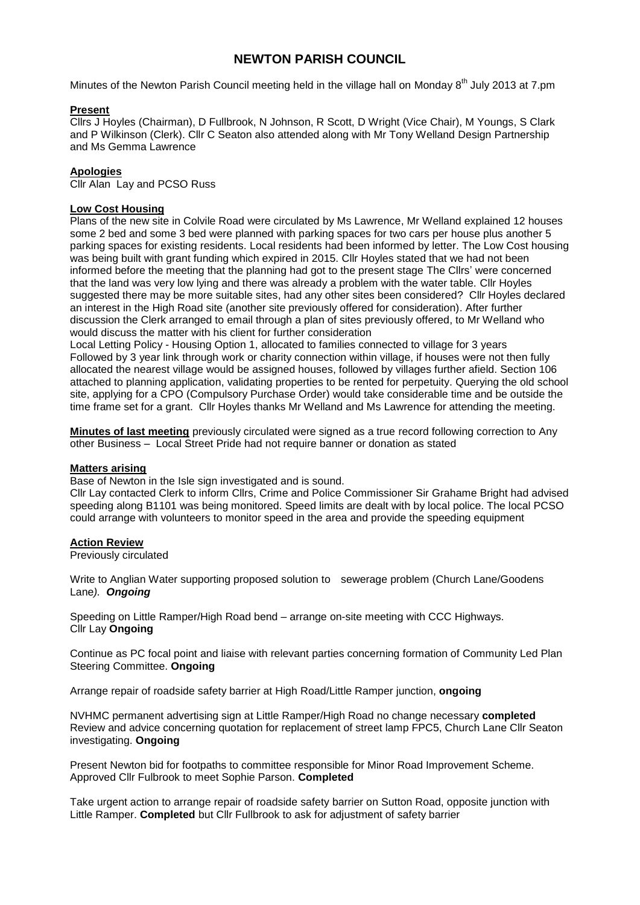# NEWTON PARISH COUNCIL

Minutes of the Newton Parish Council meeting held in the village hall on Monday 8th July 2013 at 7.pm

**Present**

Cllrs J Hoyles (Chairman), D Fullbrook, N Johnson, R Scott, D Wright (Vice Chair), M Youngs, S Clark and P Wilkinson (Clerk). Cllr C Seaton also attended along with Mr Tony Welland Design Partnership and Ms Gemma Lawrence

**Apologies**

Cllr Alan Lay and PCSO Russ

**Low Cost Housing**

Plans of the new site in Colvile Road were circulated by Ms Lawrence, Mr Welland explained 12 houses some 2 bed and some 3 bed were planned with parking spaces for two cars per house plus another 5 parking spaces for existing residents. Local residents had been informed by letter. The Low Cost housing was being built with grant funding which expired in 2015. Cllr Hoyles stated that we had not been informed before the meeting that the planning had got to the present stage The Cllrs' were concerned that the land was very low lying and there was already a problem with the water table. Cllr Hoyles suggested there may be more suitable sites, had any other sites been considered? Cllr Hoyles declared an interest in the High Road site (another site previously offered for consideration). After further discussion the Clerk arranged to email through a plan of sites previously offered, to Mr Welland who would discuss the matter with his client for further consideration

Local Letting Policy - Housing Option 1, allocated to families connected to village for 3 years Followed by 3 year link through work or charity connection within village, if houses were not then fully allocated the nearest village would be assigned houses, followed by villages further afield. Section 106 attached to planning application, validating properties to be rented for perpetuity. Querying the old school site, applying for a CPO (Compulsory Purchase Order) would take considerable time and be outside the time frame set for a grant. Cllr Hoyles thanks Mr Welland and Ms Lawrence for attending the meeting.

**Minutes of last meeting** previously circulated were signed as a true record following correction to Any other Business – Local Street Pride had not require banner or donation as stated

**Matters arising**

Base of Newton in the Isle sign investigated and is sound.

Cllr Lay contacted Clerk to inform Cllrs, Crime and Police Commissioner Sir Grahame Bright had advised speeding along B1101 was being monitored. Speed limits are dealt with by local police. The local PCSO could arrange with volunteers to monitor speed in the area and provide the speeding equipment

**Action Review**

Previously circulated

Write to Anglian Water supporting proposed solution to sewerage problem (Church Lane/Goodens Lane). ***Ongoing***

Speeding on Little Ramper/High Road bend – arrange on-site meeting with CCC Highways. Cllr Lay **Ongoing**

Continue as PC focal point and liaise with relevant parties concerning formation of Community Led Plan Steering Committee. **Ongoing**

Arrange repair of roadside safety barrier at High Road/Little Ramper junction, **ongoing**

NVHMC permanent advertising sign at Little Ramper/High Road no change necessary **completed**
Review and advice concerning quotation for replacement of street lamp FPC5, Church Lane Cllr Seaton investigating. **Ongoing**

Present Newton bid for footpaths to committee responsible for Minor Road Improvement Scheme. Approved Cllr Fulbrook to meet Sophie Parson. **Completed**

Take urgent action to arrange repair of roadside safety barrier on Sutton Road, opposite junction with Little Ramper. **Completed** but Cllr Fullbrook to ask for adjustment of safety barrier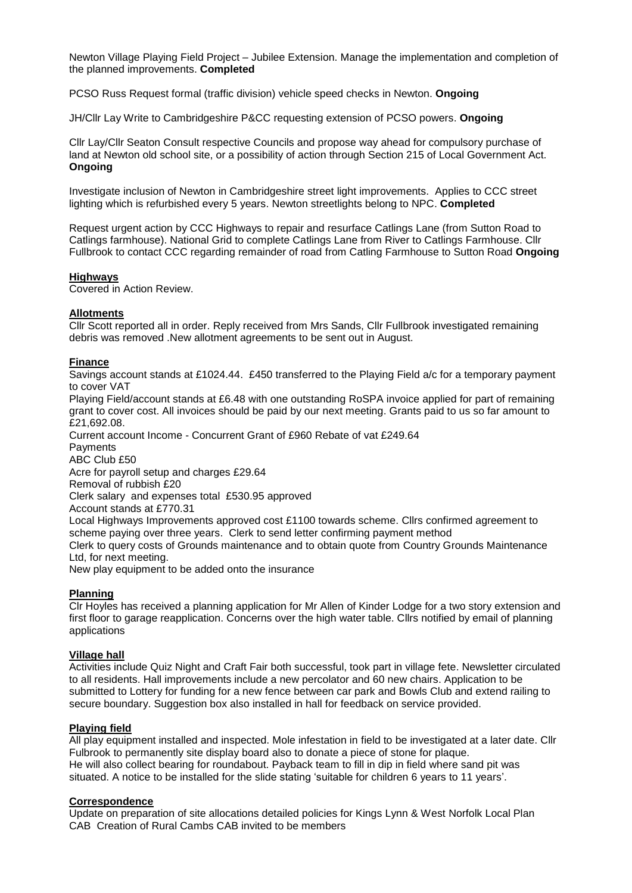Newton Village Playing Field Project – Jubilee Extension. Manage the implementation and completion of the planned improvements. **Completed**

PCSO Russ Request formal (traffic division) vehicle speed checks in Newton. **Ongoing**

JH/Cllr Lay Write to Cambridgeshire P&CC requesting extension of PCSO powers. **Ongoing**

Cllr Lay/Cllr Seaton Consult respective Councils and propose way ahead for compulsory purchase of land at Newton old school site, or a possibility of action through Section 215 of Local Government Act. **Ongoing**

Investigate inclusion of Newton in Cambridgeshire street light improvements. Applies to CCC street lighting which is refurbished every 5 years. Newton streetlights belong to NPC. **Completed**

Request urgent action by CCC Highways to repair and resurface Catlings Lane (from Sutton Road to Catlings farmhouse). National Grid to complete Catlings Lane from River to Catlings Farmhouse. Cllr Fullbrook to contact CCC regarding remainder of road from Catling Farmhouse to Sutton Road **Ongoing**

**Highways**

Covered in Action Review.

**Allotments**

Cllr Scott reported all in order. Reply received from Mrs Sands, Cllr Fullbrook investigated remaining debris was removed .New allotment agreements to be sent out in August.

**Finance**

Savings account stands at £1024.44. £450 transferred to the Playing Field a/c for a temporary payment to cover VAT

Playing Field/account stands at £6.48 with one outstanding RoSPA invoice applied for part of remaining grant to cover cost. All invoices should be paid by our next meeting. Grants paid to us so far amount to £21,692.08.

Current account Income - Concurrent Grant of £960 Rebate of vat £249.64

Payments

ABC Club £50

Acre for payroll setup and charges £29.64

Removal of rubbish £20

Clerk salary and expenses total £530.95 approved

Account stands at £770.31

Local Highways Improvements approved cost £1100 towards scheme. Cllrs confirmed agreement to scheme paying over three years. Clerk to send letter confirming payment method

Clerk to query costs of Grounds maintenance and to obtain quote from Country Grounds Maintenance Ltd, for next meeting.

New play equipment to be added onto the insurance

**Planning**

Clr Hoyles has received a planning application for Mr Allen of Kinder Lodge for a two story extension and first floor to garage reapplication. Concerns over the high water table. Cllrs notified by email of planning applications

**Village hall**

Activities include Quiz Night and Craft Fair both successful, took part in village fete. Newsletter circulated to all residents. Hall improvements include a new percolator and 60 new chairs. Application to be submitted to Lottery for funding for a new fence between car park and Bowls Club and extend railing to secure boundary. Suggestion box also installed in hall for feedback on service provided.

**Playing field**

All play equipment installed and inspected. Mole infestation in field to be investigated at a later date. Cllr Fulbrook to permanently site display board also to donate a piece of stone for plaque.
He will also collect bearing for roundabout. Payback team to fill in dip in field where sand pit was situated. A notice to be installed for the slide stating 'suitable for children 6 years to 11 years'.

**Correspondence**

Update on preparation of site allocations detailed policies for Kings Lynn & West Norfolk Local Plan
CAB Creation of Rural Cambs CAB invited to be members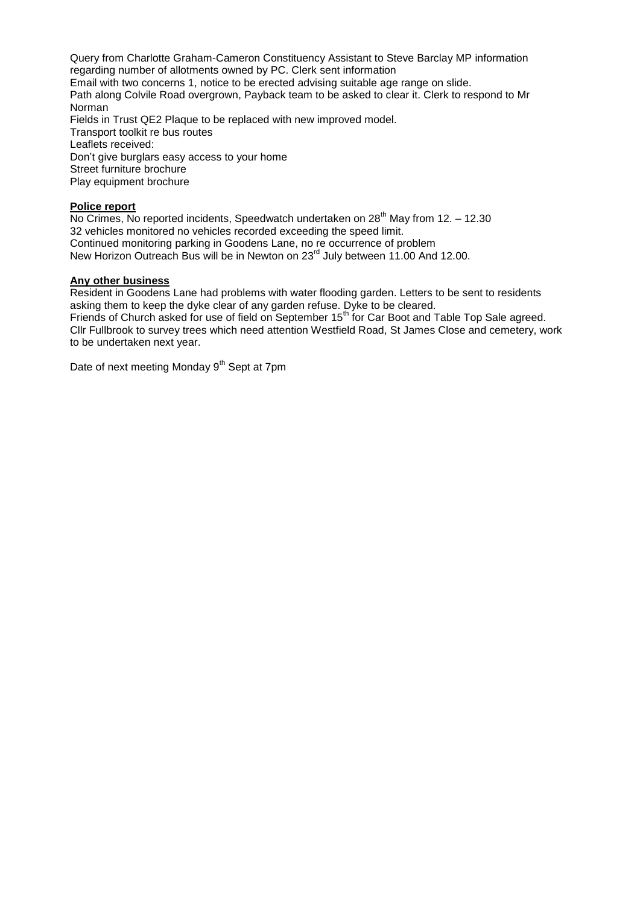Query from Charlotte Graham-Cameron Constituency Assistant to Steve Barclay MP information regarding number of allotments owned by PC. Clerk sent information
Email with two concerns 1, notice to be erected advising suitable age range on slide.
Path along Colvile Road overgrown, Payback team to be asked to clear it. Clerk to respond to Mr Norman
Fields in Trust QE2 Plaque to be replaced with new improved model.
Transport toolkit re bus routes
Leaflets received:
Don't give burglars easy access to your home
Street furniture brochure
Play equipment brochure

**Police report**
No Crimes, No reported incidents, Speedwatch undertaken on 28th May from 12. – 12.30
32 vehicles monitored no vehicles recorded exceeding the speed limit.
Continued monitoring parking in Goodens Lane, no re occurrence of problem
New Horizon Outreach Bus will be in Newton on 23rd July between 11.00 And 12.00.

**Any other business**
Resident in Goodens Lane had problems with water flooding garden. Letters to be sent to residents asking them to keep the dyke clear of any garden refuse. Dyke to be cleared.
Friends of Church asked for use of field on September 15th for Car Boot and Table Top Sale agreed.
Cllr Fullbrook to survey trees which need attention Westfield Road, St James Close and cemetery, work to be undertaken next year.

Date of next meeting Monday 9th Sept at 7pm